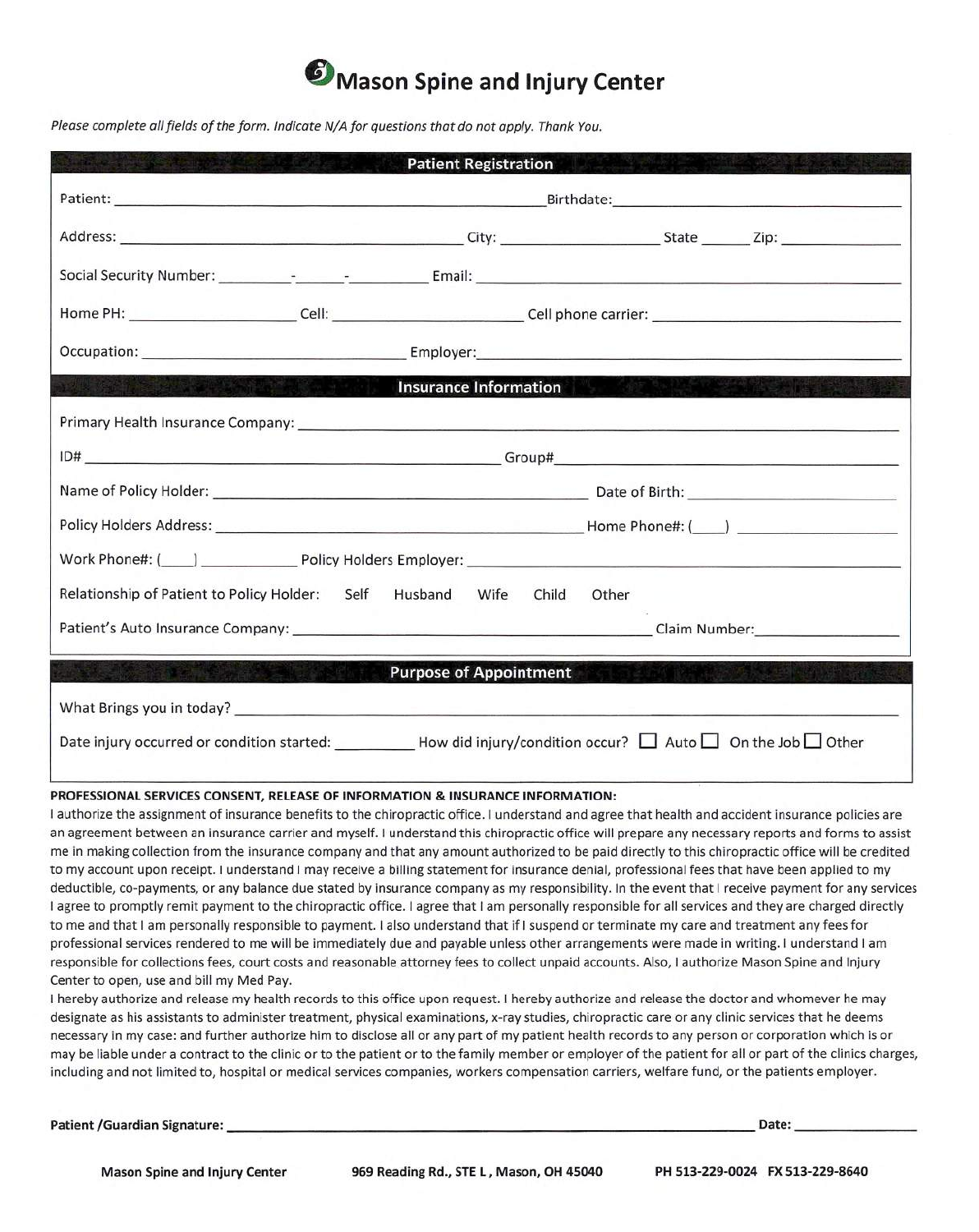# Mason Spine and Injury Center

*Please complete all fields of the form. Indicate N/A for questions that do not apply. Thank You.*

## Patient Registration

Patient: ______________________________ Birthdate: ______________________________

Address: ______________________________ City: ______________ State ______ Zip: ______________

Social Security Number: ________-______-________ Email: ______________________________

Home PH: ______________ Cell: ______________ Cell phone carrier: ______________________________

Occupation: ______________________________ Employer: ______________________________

## Insurance Information

Primary Health Insurance Company: ______________________________

ID# ______________________________ Group# ______________________________

Name of Policy Holder: ______________________________ Date of Birth: ______________

Policy Holders Address: ______________________________ Home Phone#: (____) ______________

Work Phone#: (____) ____________ Policy Holders Employer: ______________________________

Relationship of Patient to Policy Holder: Self Husband Wife Child Other

Patient's Auto Insurance Company: ______________________________ Claim Number: ______________

## Purpose of Appointment

What Brings you in today? ______________________________

Date injury occurred or condition started: __________ How did injury/condition occur? ☐ Auto ☐ On the Job ☐ Other

**PROFESSIONAL SERVICES CONSENT, RELEASE OF INFORMATION & INSURANCE INFORMATION:**

I authorize the assignment of insurance benefits to the chiropractic office. I understand and agree that health and accident insurance policies are an agreement between an insurance carrier and myself. I understand this chiropractic office will prepare any necessary reports and forms to assist me in making collection from the insurance company and that any amount authorized to be paid directly to this chiropractic office will be credited to my account upon receipt. I understand I may receive a billing statement for insurance denial, professional fees that have been applied to my deductible, co-payments, or any balance due stated by insurance company as my responsibility. In the event that I receive payment for any services I agree to promptly remit payment to the chiropractic office. I agree that I am personally responsible for all services and they are charged directly to me and that I am personally responsible to payment. I also understand that if I suspend or terminate my care and treatment any fees for professional services rendered to me will be immediately due and payable unless other arrangements were made in writing. I understand I am responsible for collections fees, court costs and reasonable attorney fees to collect unpaid accounts. Also, I authorize Mason Spine and Injury Center to open, use and bill my Med Pay.

I hereby authorize and release my health records to this office upon request. I hereby authorize and release the doctor and whomever he may designate as his assistants to administer treatment, physical examinations, x-ray studies, chiropractic care or any clinic services that he deems necessary in my case: and further authorize him to disclose all or any part of my patient health records to any person or corporation which is or may be liable under a contract to the clinic or to the patient or to the family member or employer of the patient for all or part of the clinics charges, including and not limited to, hospital or medical services companies, workers compensation carriers, welfare fund, or the patients employer.

**Patient /Guardian Signature:** ______________________________ **Date:** ______________

**Mason Spine and Injury Center** **969 Reading Rd., STE L, Mason, OH 45040** **PH 513-229-0024 FX 513-229-8640**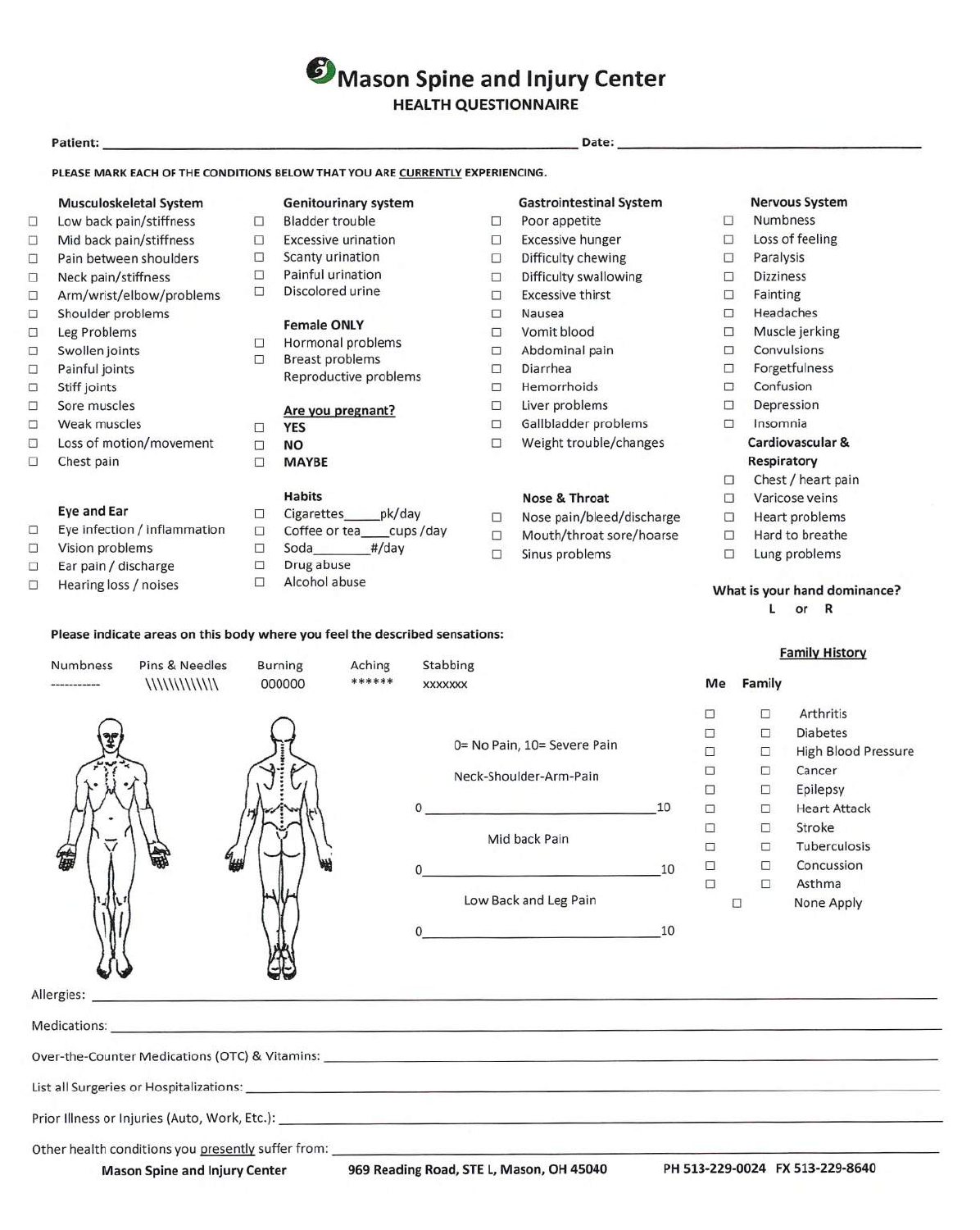# Mason Spine and Injury Center

## HEALTH QUESTIONNAIRE

**Patient:** \_\_\_\_\_\_\_\_\_\_\_\_\_\_\_\_\_\_\_\_\_\_\_\_\_\_\_\_\_\_\_\_\_\_\_\_\_\_\_\_ **Date:** \_\_\_\_\_\_\_\_\_\_\_\_\_\_\_\_\_\_\_\_\_\_\_\_

**PLEASE MARK EACH OF THE CONDITIONS BELOW THAT YOU ARE CURRENTLY EXPERIENCING.**

### Musculoskeletal System

- ☐ Low back pain/stiffness
- ☐ Mid back pain/stiffness
- ☐ Pain between shoulders
- ☐ Neck pain/stiffness
- ☐ Arm/wrist/elbow/problems
- ☐ Shoulder problems
- ☐ Leg Problems
- ☐ Swollen joints
- ☐ Painful joints
- ☐ Stiff joints
- ☐ Sore muscles
- ☐ Weak muscles
- ☐ Loss of motion/movement
- ☐ Chest pain

### Eye and Ear

- ☐ Eye infection / inflammation
- ☐ Vision problems
- ☐ Ear pain / discharge
- ☐ Hearing loss / noises

### Genitourinary system

- ☐ Bladder trouble
- ☐ Excessive urination
- ☐ Scanty urination
- ☐ Painful urination
- ☐ Discolored urine

### Female ONLY

- ☐ Hormonal problems
- ☐ Breast problems
- Reproductive problems

**Are you pregnant?**

- ☐ **YES**
- ☐ **NO**
- ☐ **MAYBE**

### Habits

- ☐ Cigarettes\_\_\_\_\_pk/day
- ☐ Coffee or tea\_\_\_\_cups /day
- ☐ Soda\_\_\_\_\_\_\_\_#/day
- ☐ Drug abuse
- ☐ Alcohol abuse

### Gastrointestinal System

- ☐ Poor appetite
- ☐ Excessive hunger
- ☐ Difficulty chewing
- ☐ Difficulty swallowing
- ☐ Excessive thirst
- ☐ Nausea
- ☐ Vomit blood
- ☐ Abdominal pain
- ☐ Diarrhea
- ☐ Hemorrhoids
- ☐ Liver problems
- ☐ Gallbladder problems
- ☐ Weight trouble/changes

### Nose & Throat

- ☐ Nose pain/bleed/discharge
- ☐ Mouth/throat sore/hoarse
- ☐ Sinus problems

### Nervous System

- ☐ Numbness
- ☐ Loss of feeling
- ☐ Paralysis
- ☐ Dizziness
- ☐ Fainting
- ☐ Headaches
- ☐ Muscle jerking
- ☐ Convulsions
- ☐ Forgetfulness
- ☐ Confusion
- ☐ Depression
- ☐ Insomnia

### Cardiovascular & Respiratory

- ☐ Chest / heart pain
- ☐ Varicose veins
- ☐ Heart problems
- ☐ Hard to breathe
- ☐ Lung problems

**What is your hand dominance?**
**L or R**

**Please indicate areas on this body where you feel the described sensations:**

| Numbness | Pins & Needles | Burning | Aching | Stabbing |
|---|---|---|---|---|
| ----------- | \\\\\\\\\\\\ | 000000 | ****** | xxxxxxx |

0= No Pain, 10= Severe Pain

Neck-Shoulder-Arm-Pain

0\_\_\_\_\_\_\_\_\_\_\_\_\_\_\_\_\_\_\_\_\_\_\_\_\_\_\_\_\_\_\_\_10

Mid back Pain

0\_\_\_\_\_\_\_\_\_\_\_\_\_\_\_\_\_\_\_\_\_\_\_\_\_\_\_\_\_\_\_\_10

Low Back and Leg Pain

0\_\_\_\_\_\_\_\_\_\_\_\_\_\_\_\_\_\_\_\_\_\_\_\_\_\_\_\_\_\_\_\_10

### Family History

| Me | Family | |
|---|---|---|
| ☐ | ☐ | Arthritis |
| ☐ | ☐ | Diabetes |
| ☐ | ☐ | High Blood Pressure |
| ☐ | ☐ | Cancer |
| ☐ | ☐ | Epilepsy |
| ☐ | ☐ | Heart Attack |
| ☐ | ☐ | Stroke |
| ☐ | ☐ | Tuberculosis |
| ☐ | ☐ | Concussion |
| ☐ | ☐ | Asthma |
| ☐ | | None Apply |

Allergies: \_\_\_\_\_\_\_\_\_\_\_\_\_\_\_\_\_\_\_\_\_\_\_\_\_\_\_\_\_\_\_\_\_\_\_\_\_\_\_\_

Medications: \_\_\_\_\_\_\_\_\_\_\_\_\_\_\_\_\_\_\_\_\_\_\_\_\_\_\_\_\_\_\_\_\_\_\_\_\_\_\_\_

Over-the-Counter Medications (OTC) & Vitamins: \_\_\_\_\_\_\_\_\_\_\_\_\_\_\_\_\_\_\_\_\_\_\_\_\_\_\_\_\_\_\_\_

List all Surgeries or Hospitalizations: \_\_\_\_\_\_\_\_\_\_\_\_\_\_\_\_\_\_\_\_\_\_\_\_\_\_\_\_\_\_\_\_

Prior Illness or Injuries (Auto, Work, Etc.): \_\_\_\_\_\_\_\_\_\_\_\_\_\_\_\_\_\_\_\_\_\_\_\_\_\_\_\_\_\_\_\_

Other health conditions you presently suffer from: \_\_\_\_\_\_\_\_\_\_\_\_\_\_\_\_\_\_\_\_\_\_\_\_\_\_\_\_\_\_\_\_

**Mason Spine and Injury Center** **969 Reading Road, STE L, Mason, OH 45040** **PH 513-229-0024 FX 513-229-8640**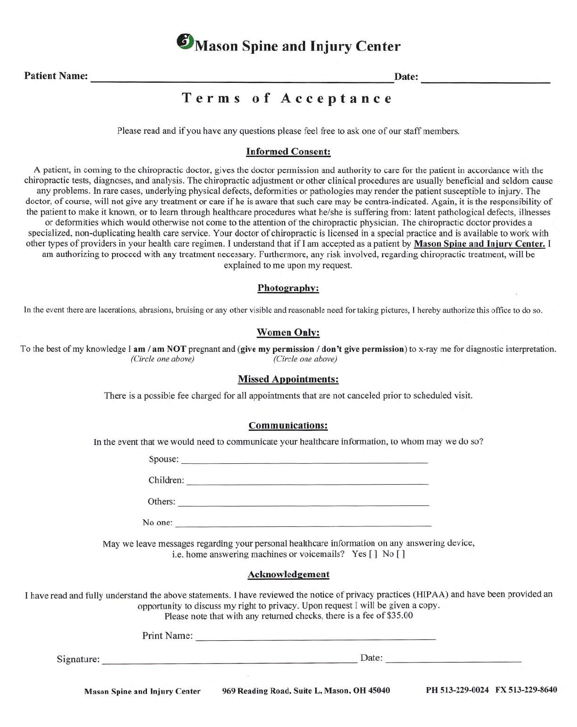# Mason Spine and Injury Center

**Patient Name:** _______________________________________________ **Date:** ____________________

## Terms of Acceptance

Please read and if you have any questions please feel free to ask one of our staff members.

### Informed Consent:

A patient, in coming to the chiropractic doctor, gives the doctor permission and authority to care for the patient in accordance with the chiropractic tests, diagnoses, and analysis. The chiropractic adjustment or other clinical procedures are usually beneficial and seldom cause any problems. In rare cases, underlying physical defects, deformities or pathologies may render the patient susceptible to injury. The doctor, of course, will not give any treatment or care if he is aware that such care may be contra-indicated. Again, it is the responsibility of the patient to make it known, or to learn through healthcare procedures what he/she is suffering from: latent pathological defects, illnesses or deformities which would otherwise not come to the attention of the chiropractic physician. The chiropractic doctor provides a specialized, non-duplicating health care service. Your doctor of chiropractic is licensed in a special practice and is available to work with other types of providers in your health care regimen. I understand that if I am accepted as a patient by **Mason Spine and Injury Center.** I am authorizing to proceed with any treatment necessary. Furthermore, any risk involved, regarding chiropractic treatment, will be explained to me upon my request.

### Photography:

In the event there are lacerations, abrasions, bruising or any other visible and reasonable need for taking pictures, I hereby authorize this office to do so.

### Women Only:

To the best of my knowledge I **am / am NOT** pregnant and (**give my permission / don't give permission**) to x-ray me for diagnostic interpretation.
*(Circle one above)* *(Circle one above)*

### Missed Appointments:

There is a possible fee charged for all appointments that are not canceled prior to scheduled visit.

### Communications:

In the event that we would need to communicate your healthcare information, to whom may we do so?

Spouse: _______________________________________________

Children: _______________________________________________

Others: _______________________________________________

No one: _______________________________________________

May we leave messages regarding your personal healthcare information on any answering device, i.e. home answering machines or voicemails? Yes [ ] No [ ]

### Acknowledgement

I have read and fully understand the above statements. I have reviewed the notice of privacy practices (HIPAA) and have been provided an opportunity to discuss my right to privacy. Upon request I will be given a copy.
Please note that with any returned checks, there is a fee of $35.00

Print Name: _______________________________________________

Signature: _______________________________________________ Date: ________________________

**Mason Spine and Injury Center** **969 Reading Road, Suite L, Mason, OH 45040** **PH 513-229-0024 FX 513-229-8640**